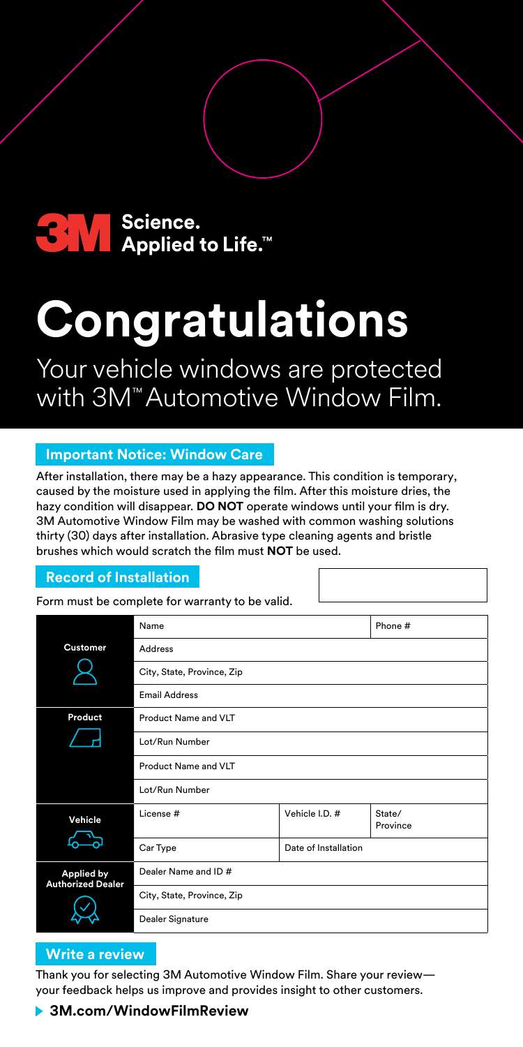**3M** Science. Applied to Life.™

# Congratulations

Your vehicle windows are protected with 3M™ Automotive Window Film.

## Important Notice: Window Care

After installation, there may be a hazy appearance. This condition is temporary, caused by the moisture used in applying the film. After this moisture dries, the hazy condition will disappear. **DO NOT** operate windows until your film is dry. 3M Automotive Window Film may be washed with common washing solutions thirty (30) days after installation. Abrasive type cleaning agents and bristle brushes which would scratch the film must **NOT** be used.

## Record of Installation

Form must be complete for warranty to be valid.

| | | | |
|---|---|---|---|
| **Customer** | Name | | Phone # |
| | Address | | |
| | City, State, Province, Zip | | |
| | Email Address | | |
| **Product** | Product Name and VLT | | |
| | Lot/Run Number | | |
| | Product Name and VLT | | |
| | Lot/Run Number | | |
| **Vehicle** | License # | Vehicle I.D. # | State/ Province |
| | Car Type | Date of Installation | |
| **Applied by Authorized Dealer** | Dealer Name and ID # | | |
| | City, State, Province, Zip | | |
| | Dealer Signature | | |

## Write a review

Thank you for selecting 3M Automotive Window Film. Share your review—your feedback helps us improve and provides insight to other customers.

**3M.com/WindowFilmReview**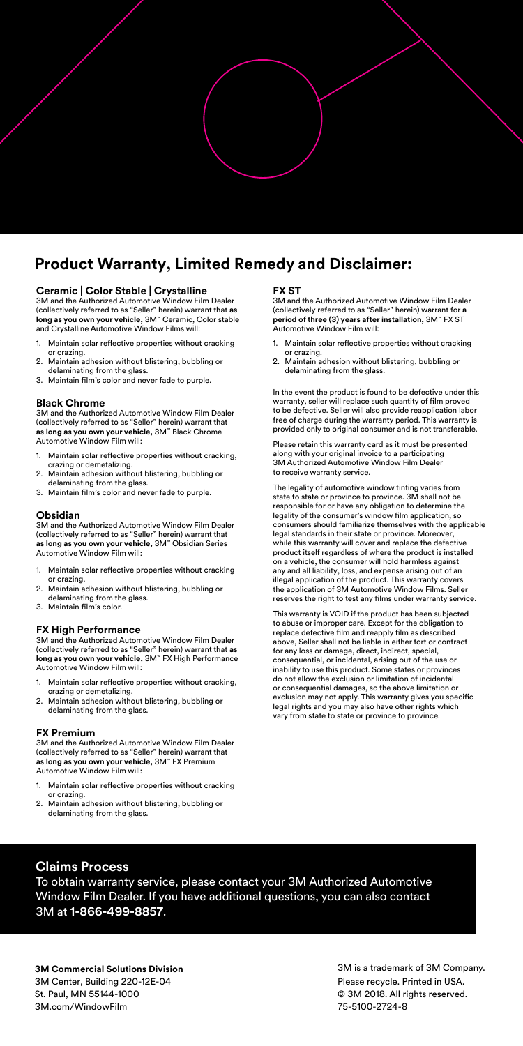# Product Warranty, Limited Remedy and Disclaimer:

### Ceramic | Color Stable | Crystalline

3M and the Authorized Automotive Window Film Dealer (collectively referred to as "Seller" herein) warrant that **as long as you own your vehicle,** 3M™ Ceramic, Color stable and Crystalline Automotive Window Films will:

1. Maintain solar reflective properties without cracking or crazing.
2. Maintain adhesion without blistering, bubbling or delaminating from the glass.
3. Maintain film's color and never fade to purple.

### Black Chrome

3M and the Authorized Automotive Window Film Dealer (collectively referred to as "Seller" herein) warrant that **as long as you own your vehicle,** 3M™ Black Chrome Automotive Window Film will:

1. Maintain solar reflective properties without cracking, crazing or demetalizing.
2. Maintain adhesion without blistering, bubbling or delaminating from the glass.
3. Maintain film's color and never fade to purple.

### Obsidian

3M and the Authorized Automotive Window Film Dealer (collectively referred to as "Seller" herein) warrant that **as long as you own your vehicle,** 3M™ Obsidian Series Automotive Window Film will:

1. Maintain solar reflective properties without cracking or crazing.
2. Maintain adhesion without blistering, bubbling or delaminating from the glass.
3. Maintain film's color.

### FX High Performance

3M and the Authorized Automotive Window Film Dealer (collectively referred to as "Seller" herein) warrant that **as long as you own your vehicle,** 3M™ FX High Performance Automotive Window Film will:

1. Maintain solar reflective properties without cracking, crazing or demetalizing.
2. Maintain adhesion without blistering, bubbling or delaminating from the glass.

### FX Premium

3M and the Authorized Automotive Window Film Dealer (collectively referred to as "Seller" herein) warrant that **as long as you own your vehicle,** 3M™ FX Premium Automotive Window Film will:

1. Maintain solar reflective properties without cracking or crazing.
2. Maintain adhesion without blistering, bubbling or delaminating from the glass.

### FX ST

3M and the Authorized Automotive Window Film Dealer (collectively referred to as "Seller" herein) warrant for **a period of three (3) years after installation,** 3M™ FX ST Automotive Window Film will:

1. Maintain solar reflective properties without cracking or crazing.
2. Maintain adhesion without blistering, bubbling or delaminating from the glass.

In the event the product is found to be defective under this warranty, seller will replace such quantity of film proved to be defective. Seller will also provide reapplication labor free of charge during the warranty period. This warranty is provided only to original consumer and is not transferable.

Please retain this warranty card as it must be presented along with your original invoice to a participating 3M Authorized Automotive Window Film Dealer to receive warranty service.

The legality of automotive window tinting varies from state to state or province to province. 3M shall not be responsible for or have any obligation to determine the legality of the consumer's window film application, so consumers should familiarize themselves with the applicable legal standards in their state or province. Moreover, while this warranty will cover and replace the defective product itself regardless of where the product is installed on a vehicle, the consumer will hold harmless against any and all liability, loss, and expense arising out of an illegal application of the product. This warranty covers the application of 3M Automotive Window Films. Seller reserves the right to test any films under warranty service.

This warranty is VOID if the product has been subjected to abuse or improper care. Except for the obligation to replace defective film and reapply film as described above, Seller shall not be liable in either tort or contract for any loss or damage, direct, indirect, special, consequential, or incidental, arising out of the use or inability to use this product. Some states or provinces do not allow the exclusion or limitation of incidental or consequential damages, so the above limitation or exclusion may not apply. This warranty gives you specific legal rights and you may also have other rights which vary from state to state or province to province.

## Claims Process

To obtain warranty service, please contact your 3M Authorized Automotive Window Film Dealer. If you have additional questions, you can also contact 3M at **1-866-499-8857**.

**3M Commercial Solutions Division**
3M Center, Building 220-12E-04
St. Paul, MN 55144-1000
3M.com/WindowFilm

3M is a trademark of 3M Company.
Please recycle. Printed in USA.
© 3M 2018. All rights reserved.
75-5100-2724-8